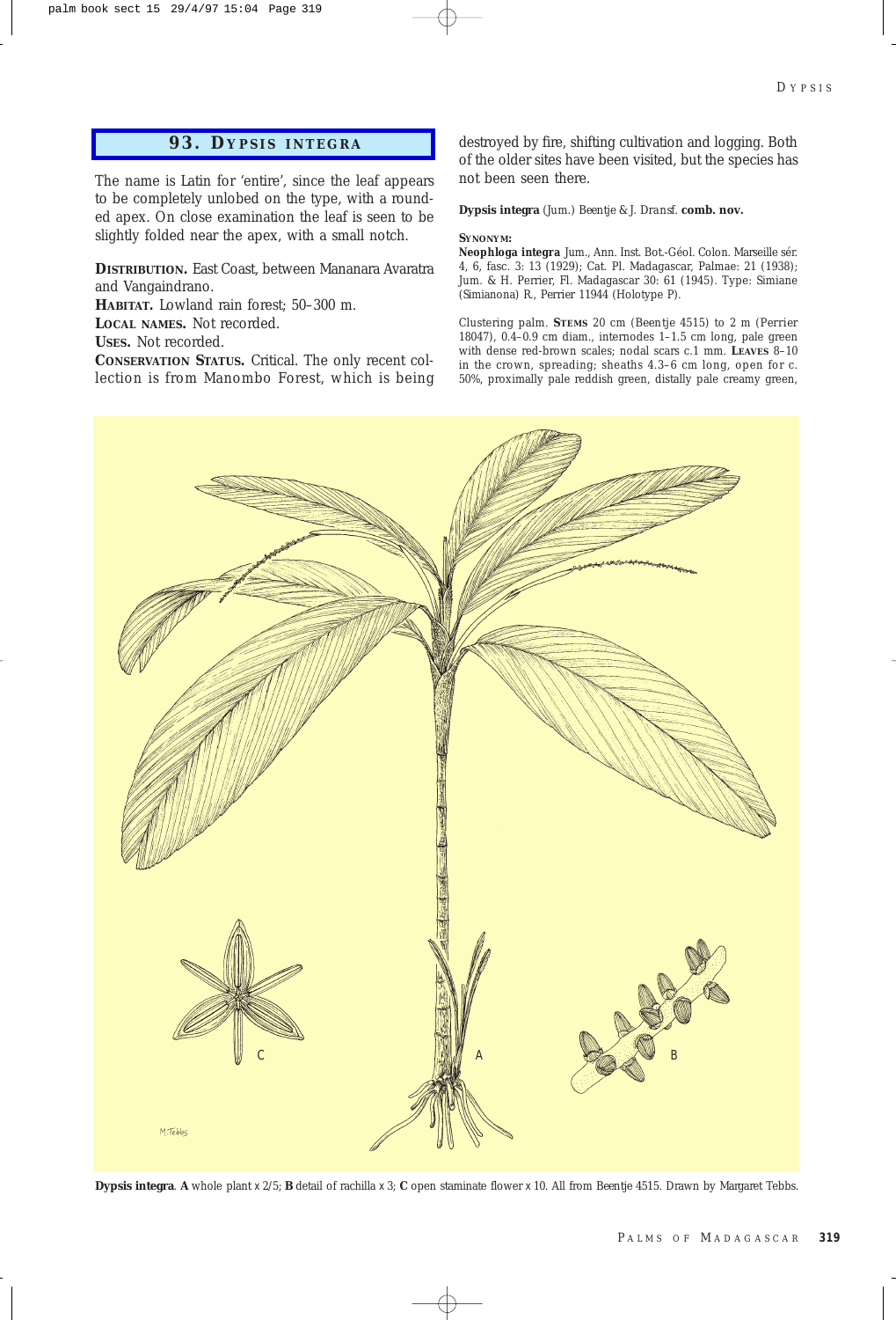## 93. DYPSIS INTEGRA

The name is Latin for 'entire', since the leaf appears to be completely unlobed on the type, with a rounded apex. On close examination the leaf is seen to be slightly folded near the apex, with a small notch.

**DISTRIBUTION.** East Coast, between Mananara Avaratra and Vangaindrano.

**HABITAT.** Lowland rain forest; 50–300 m.

**LOCAL NAMES.** Not recorded.

**USES.** Not recorded.

**CONSERVATION STATUS.** Critical. The only recent collection is from Manombo Forest, which is being destroyed by fire, shifting cultivation and logging. Both of the older sites have been visited, but the species has not been seen there.

**Dypsis integra** (Jum.) Beentje & J. Dransf. **comb. nov.**

**SYNONYM:**
**Neophloga integra** Jum., Ann. Inst. Bot.-Géol. Colon. Marseille sér. 4, 6, fasc. 3: 13 (1929); Cat. Pl. Madagascar, Palmae: 21 (1938); Jum. & H. Perrier, Fl. Madagascar 30: 61 (1945). Type: Simiane (Simianona) R., Perrier 11944 (Holotype P).

Clustering palm. **STEMS** 20 cm (Beentje 4515) to 2 m (Perrier 18047), 0.4–0.9 cm diam., internodes 1–1.5 cm long, pale green with dense red-brown scales; nodal scars c.1 mm. **LEAVES** 8–10 in the crown, spreading; sheaths 4.3–6 cm long, open for c. 50%, proximally pale reddish green, distally pale creamy green,

**Dypsis integra**. **A** whole plant x 2/5; **B** detail of rachilla x 3; **C** open staminate flower x 10. All from Beentje 4515. Drawn by Margaret Tebbs.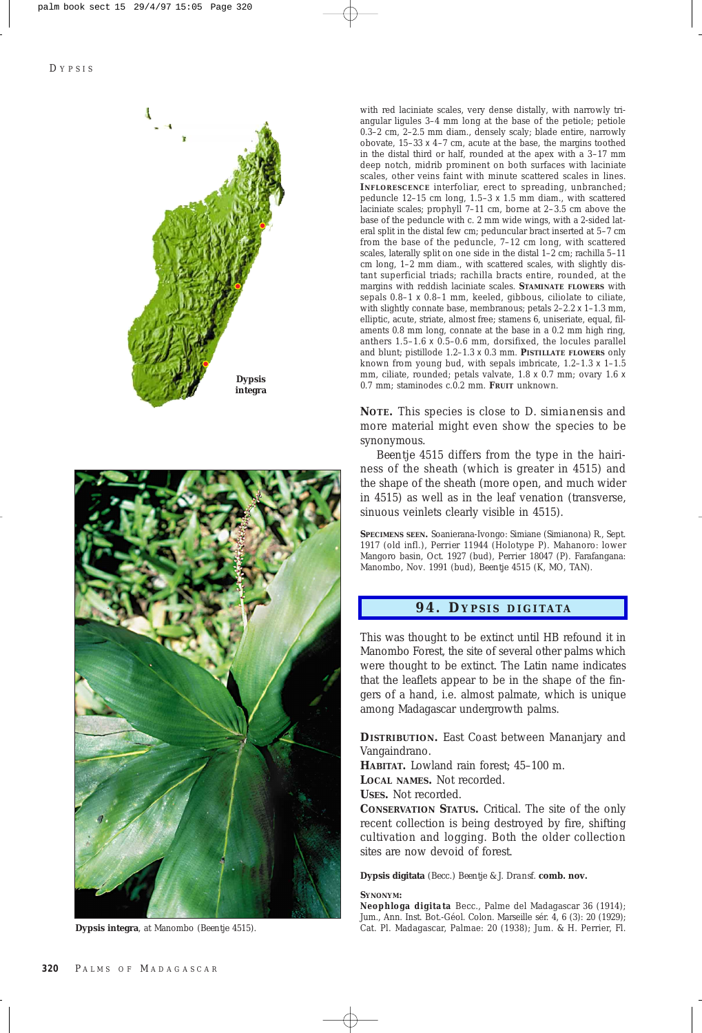Dypsis integra

with red laciniate scales, very dense distally, with narrowly triangular ligules 3–4 mm long at the base of the petiole; petiole 0.3–2 cm, 2–2.5 mm diam., densely scaly; blade entire, narrowly obovate, 15–33 x 4–7 cm, acute at the base, the margins toothed in the distal third or half, rounded at the apex with a 3–17 mm deep notch, midrib prominent on both surfaces with laciniate scales, other veins faint with minute scattered scales in lines. **INFLORESCENCE** interfoliar, erect to spreading, unbranched; peduncle 12–15 cm long, 1.5–3 x 1.5 mm diam., with scattered laciniate scales; prophyll 7–11 cm, borne at 2–3.5 cm above the base of the peduncle with c. 2 mm wide wings, with a 2-sided lateral split in the distal few cm; peduncular bract inserted at 5–7 cm from the base of the peduncle, 7–12 cm long, with scattered scales, laterally split on one side in the distal 1–2 cm; rachilla 5–11 cm long, 1–2 mm diam., with scattered scales, with slightly distant superficial triads; rachilla bracts entire, rounded, at the margins with reddish laciniate scales. **STAMINATE FLOWERS** with sepals 0.8–1 x 0.8–1 mm, keeled, gibbous, ciliolate to ciliate, with slightly connate base, membranous; petals 2–2.2 x 1–1.3 mm, elliptic, acute, striate, almost free; stamens 6, uniseriate, equal, filaments 0.8 mm long, connate at the base in a 0.2 mm high ring, anthers 1.5–1.6 x 0.5–0.6 mm, dorsifixed, the locules parallel and blunt; pistillode 1.2–1.3 x 0.3 mm. **PISTILLATE FLOWERS** only known from young bud, with sepals imbricate, 1.2–1.3 x 1–1.5 mm, ciliate, rounded; petals valvate, 1.8 x 0.7 mm; ovary 1.6 x 0.7 mm; staminodes c.0.2 mm. **FRUIT** unknown.

**NOTE.** This species is close to D. simianensis and more material might even show the species to be synonymous.

Beentje 4515 differs from the type in the hairiness of the sheath (which is greater in 4515) and the shape of the sheath (more open, and much wider in 4515) as well as in the leaf venation (transverse, sinuous veinlets clearly visible in 4515).

**SPECIMENS SEEN.** Soanierana-Ivongo: Simiane (Simianona) R., Sept. 1917 (old infl.), Perrier 11944 (Holotype P). Mahanoro: lower Mangoro basin, Oct. 1927 (bud), Perrier 18047 (P). Farafangana: Manombo, Nov. 1991 (bud), Beentje 4515 (K, MO, TAN).

**Dypsis integra**, at Manombo (Beentje 4515).

## 94. DYPSIS DIGITATA

This was thought to be extinct until HB refound it in Manombo Forest, the site of several other palms which were thought to be extinct. The Latin name indicates that the leaflets appear to be in the shape of the fingers of a hand, i.e. almost palmate, which is unique among Madagascar undergrowth palms.

**DISTRIBUTION.** East Coast between Mananjary and Vangaindrano.
**HABITAT.** Lowland rain forest; 45–100 m.
**LOCAL NAMES.** Not recorded.
**USES.** Not recorded.
**CONSERVATION STATUS.** Critical. The site of the only recent collection is being destroyed by fire, shifting cultivation and logging. Both the older collection sites are now devoid of forest.

**Dypsis digitata** (Becc.) Beentje & J. Dransf. **comb. nov.**

**SYNONYM:**
**Neophloga digitata** Becc., Palme del Madagascar 36 (1914); Jum., Ann. Inst. Bot.-Géol. Colon. Marseille sér. 4, 6 (3): 20 (1929); Cat. Pl. Madagascar, Palmae: 20 (1938); Jum. & H. Perrier, Fl.